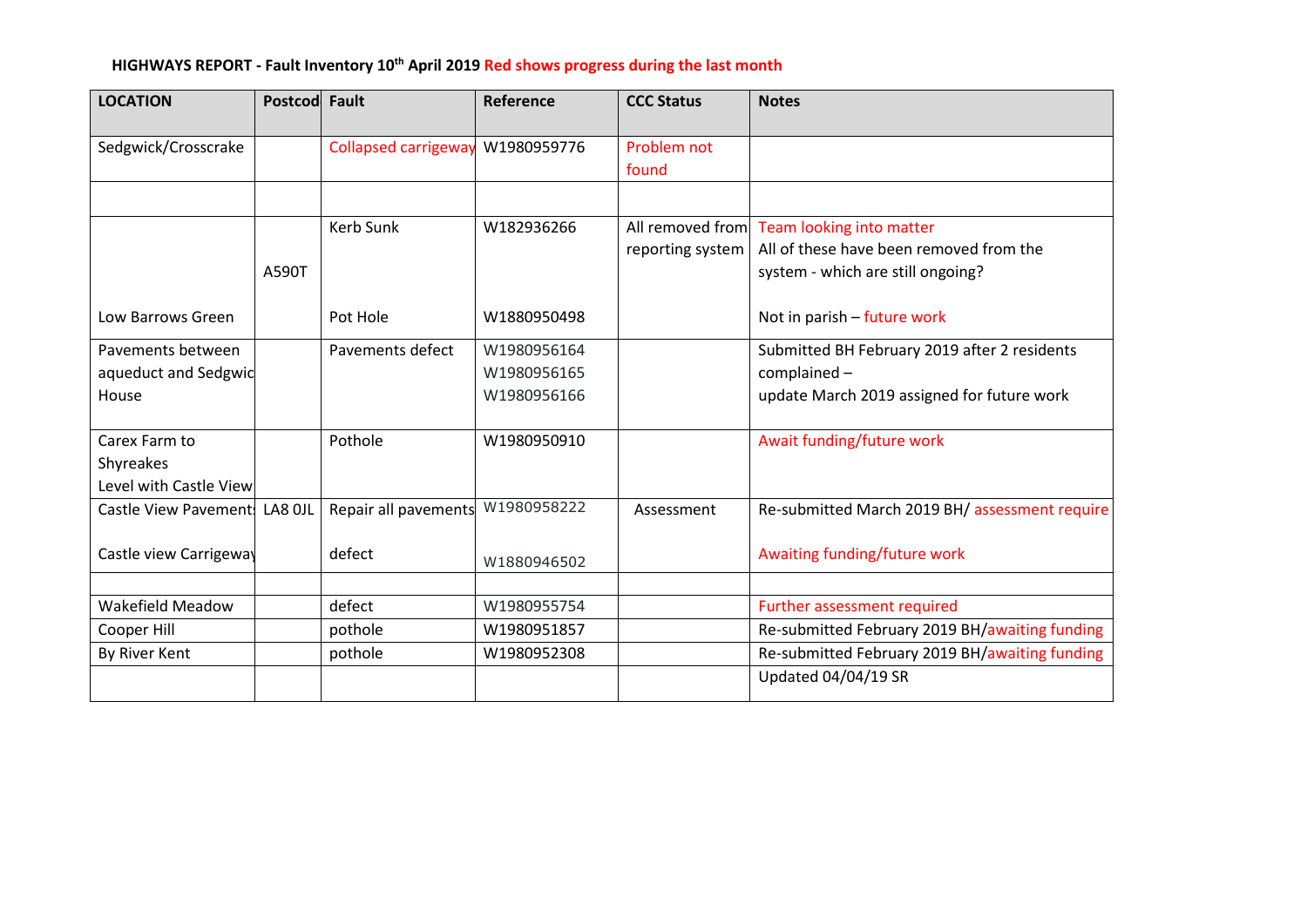**HIGHWAYS REPORT - Fault Inventory 10th April 2019 Red shows progress during the last month**

| LOCATION | Postcod | Fault | Reference | CCC Status | Notes |
|---|---|---|---|---|---|
| Sedgwick/Crosscrake | | Collapsed carrigeway | W1980959776 | Problem not found | |
| | | | | | |
| | A590T | Kerb Sunk | W182936266 | All removed from reporting system | Team looking into matter<br>All of these have been removed from the system - which are still ongoing? |
| Low Barrows Green | | Pot Hole | W1880950498 | | Not in parish – future work |
| Pavements between aqueduct and Sedgwic House | | Pavements defect | W1980956164<br>W1980956165<br>W1980956166 | | Submitted BH February 2019 after 2 residents complained –<br>update March 2019 assigned for future work |
| Carex Farm to Shyreakes<br>Level with Castle View | | Pothole | W1980950910 | | Await funding/future work |
| Castle View Pavement | LA8 0JL | Repair all pavements | W1980958222 | Assessment | Re-submitted March 2019 BH/ assessment require |
| Castle view Carrigeway | | defect | W1880946502 | | Awaiting funding/future work |
| | | | | | |
| Wakefield Meadow | | defect | W1980955754 | | Further assessment required |
| Cooper Hill | | pothole | W1980951857 | | Re-submitted February 2019 BH/awaiting funding |
| By River Kent | | pothole | W1980952308 | | Re-submitted February 2019 BH/awaiting funding |
| | | | | | Updated 04/04/19 SR |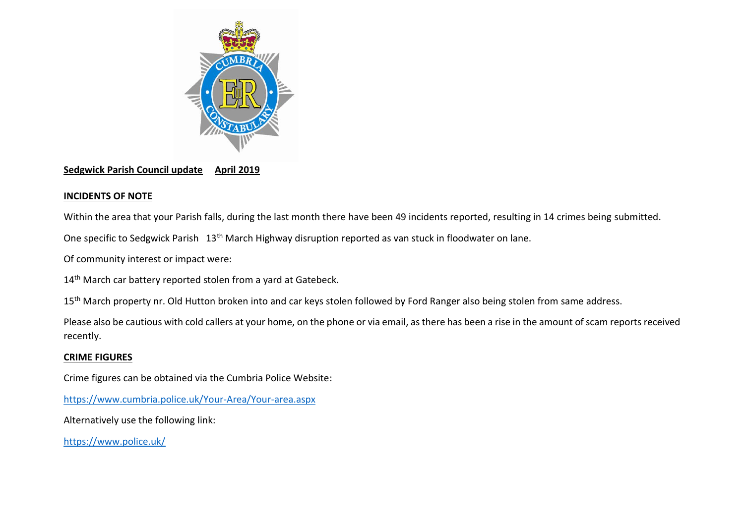**Sedgwick Parish Council update April 2019**

**INCIDENTS OF NOTE**

Within the area that your Parish falls, during the last month there have been 49 incidents reported, resulting in 14 crimes being submitted.

One specific to Sedgwick Parish 13th March Highway disruption reported as van stuck in floodwater on lane.

Of community interest or impact were:

14th March car battery reported stolen from a yard at Gatebeck.

15th March property nr. Old Hutton broken into and car keys stolen followed by Ford Ranger also being stolen from same address.

Please also be cautious with cold callers at your home, on the phone or via email, as there has been a rise in the amount of scam reports received recently.

**CRIME FIGURES**

Crime figures can be obtained via the Cumbria Police Website:

https://www.cumbria.police.uk/Your-Area/Your-area.aspx

Alternatively use the following link:

https://www.police.uk/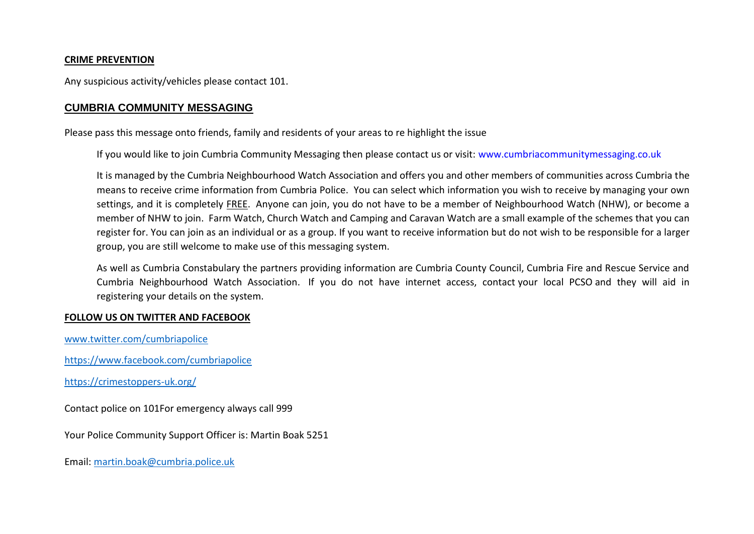**CRIME PREVENTION**

Any suspicious activity/vehicles please contact 101.

## CUMBRIA COMMUNITY MESSAGING

Please pass this message onto friends, family and residents of your areas to re highlight the issue

If you would like to join Cumbria Community Messaging then please contact us or visit: www.cumbriacommunitymessaging.co.uk

It is managed by the Cumbria Neighbourhood Watch Association and offers you and other members of communities across Cumbria the means to receive crime information from Cumbria Police. You can select which information you wish to receive by managing your own settings, and it is completely FREE. Anyone can join, you do not have to be a member of Neighbourhood Watch (NHW), or become a member of NHW to join. Farm Watch, Church Watch and Camping and Caravan Watch are a small example of the schemes that you can register for. You can join as an individual or as a group. If you want to receive information but do not wish to be responsible for a larger group, you are still welcome to make use of this messaging system.

As well as Cumbria Constabulary the partners providing information are Cumbria County Council, Cumbria Fire and Rescue Service and Cumbria Neighbourhood Watch Association. If you do not have internet access, contact your local PCSO and they will aid in registering your details on the system.

**FOLLOW US ON TWITTER AND FACEBOOK**

www.twitter.com/cumbriapolice

https://www.facebook.com/cumbriapolice

https://crimestoppers-uk.org/

Contact police on 101For emergency always call 999

Your Police Community Support Officer is: Martin Boak 5251

Email: martin.boak@cumbria.police.uk